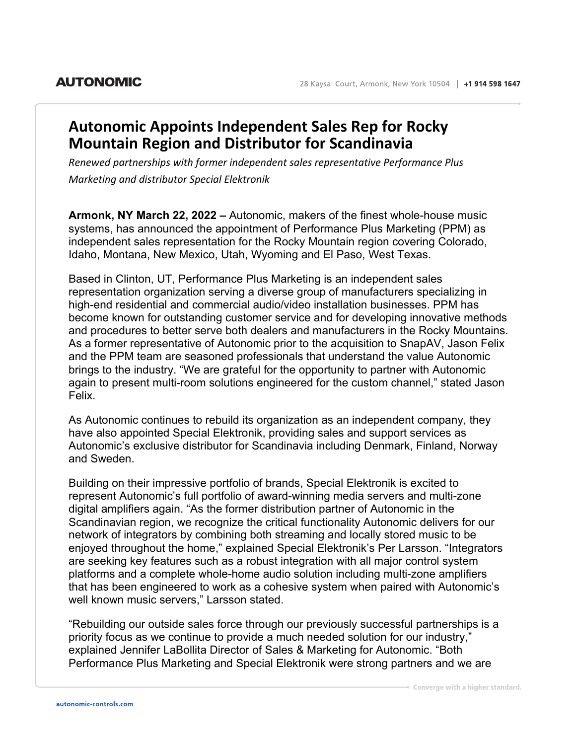**AUTONOMIC**

28 Kaysal Court, Armonk, New York 10504 | **+1 914 598 1647**

# Autonomic Appoints Independent Sales Rep for Rocky Mountain Region and Distributor for Scandinavia

*Renewed partnerships with former independent sales representative Performance Plus Marketing and distributor Special Elektronik*

**Armonk, NY March 22, 2022 –** Autonomic, makers of the finest whole-house music systems, has announced the appointment of Performance Plus Marketing (PPM) as independent sales representation for the Rocky Mountain region covering Colorado, Idaho, Montana, New Mexico, Utah, Wyoming and El Paso, West Texas.

Based in Clinton, UT, Performance Plus Marketing is an independent sales representation organization serving a diverse group of manufacturers specializing in high-end residential and commercial audio/video installation businesses. PPM has become known for outstanding customer service and for developing innovative methods and procedures to better serve both dealers and manufacturers in the Rocky Mountains. As a former representative of Autonomic prior to the acquisition to SnapAV, Jason Felix and the PPM team are seasoned professionals that understand the value Autonomic brings to the industry. “We are grateful for the opportunity to partner with Autonomic again to present multi-room solutions engineered for the custom channel,” stated Jason Felix.

As Autonomic continues to rebuild its organization as an independent company, they have also appointed Special Elektronik, providing sales and support services as Autonomic’s exclusive distributor for Scandinavia including Denmark, Finland, Norway and Sweden.

Building on their impressive portfolio of brands, Special Elektronik is excited to represent Autonomic’s full portfolio of award-winning media servers and multi-zone digital amplifiers again. “As the former distribution partner of Autonomic in the Scandinavian region, we recognize the critical functionality Autonomic delivers for our network of integrators by combining both streaming and locally stored music to be enjoyed throughout the home,” explained Special Elektronik’s Per Larsson. “Integrators are seeking key features such as a robust integration with all major control system platforms and a complete whole-home audio solution including multi-zone amplifiers that has been engineered to work as a cohesive system when paired with Autonomic’s well known music servers,” Larsson stated.

“Rebuilding our outside sales force through our previously successful partnerships is a priority focus as we continue to provide a much needed solution for our industry,” explained Jennifer LaBollita Director of Sales & Marketing for Autonomic. “Both Performance Plus Marketing and Special Elektronik were strong partners and we are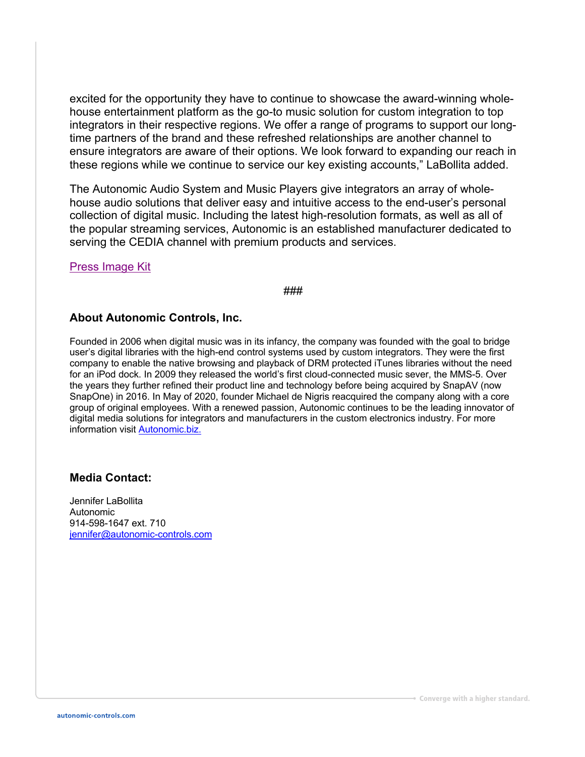excited for the opportunity they have to continue to showcase the award-winning whole-house entertainment platform as the go-to music solution for custom integration to top integrators in their respective regions. We offer a range of programs to support our long-time partners of the brand and these refreshed relationships are another channel to ensure integrators are aware of their options. We look forward to expanding our reach in these regions while we continue to service our key existing accounts," LaBollita added.

The Autonomic Audio System and Music Players give integrators an array of whole-house audio solutions that deliver easy and intuitive access to the end-user's personal collection of digital music. Including the latest high-resolution formats, as well as all of the popular streaming services, Autonomic is an established manufacturer dedicated to serving the CEDIA channel with premium products and services.

Press Image Kit

###

**About Autonomic Controls, Inc.**

Founded in 2006 when digital music was in its infancy, the company was founded with the goal to bridge user's digital libraries with the high-end control systems used by custom integrators. They were the first company to enable the native browsing and playback of DRM protected iTunes libraries without the need for an iPod dock. In 2009 they released the world's first cloud-connected music sever, the MMS-5. Over the years they further refined their product line and technology before being acquired by SnapAV (now SnapOne) in 2016. In May of 2020, founder Michael de Nigris reacquired the company along with a core group of original employees. With a renewed passion, Autonomic continues to be the leading innovator of digital media solutions for integrators and manufacturers in the custom electronics industry. For more information visit Autonomic.biz.

**Media Contact:**

Jennifer LaBollita
Autonomic
914-598-1647 ext. 710
jennifer@autonomic-controls.com

Converge with a higher standard.

autonomic-controls.com